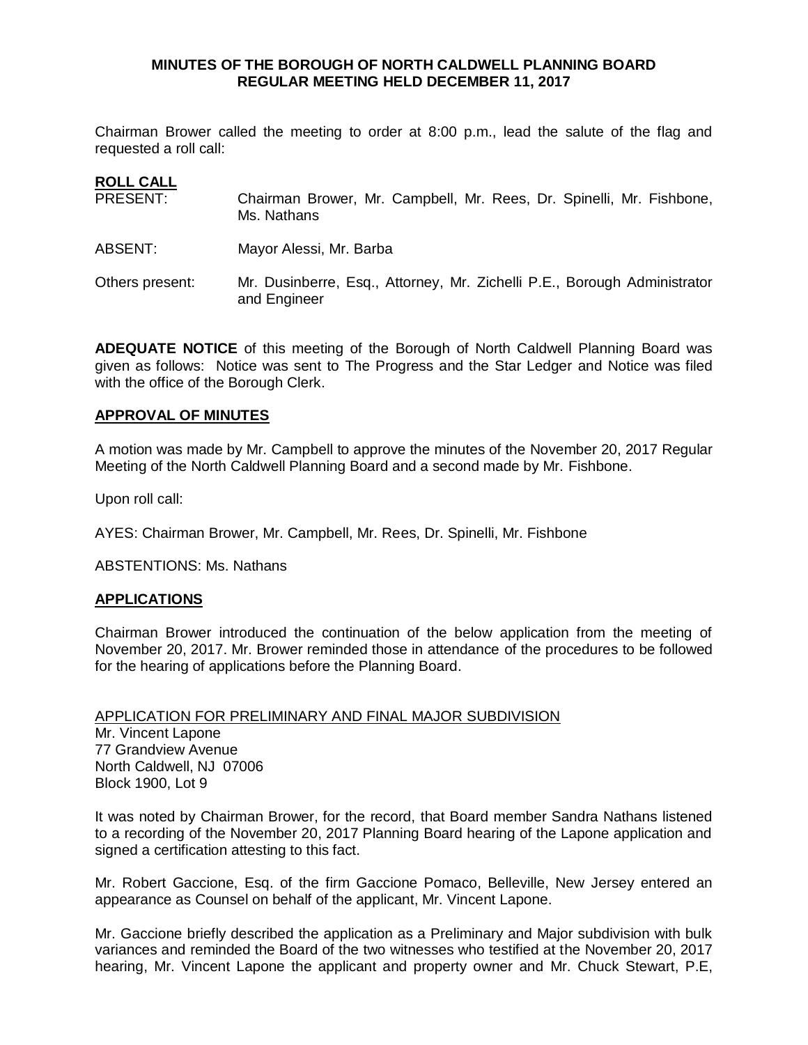**MINUTES OF THE BOROUGH OF NORTH CALDWELL PLANNING BOARD**
**REGULAR MEETING HELD DECEMBER 11, 2017**

Chairman Brower called the meeting to order at 8:00 p.m., lead the salute of the flag and requested a roll call:

**ROLL CALL**

PRESENT: Chairman Brower, Mr. Campbell, Mr. Rees, Dr. Spinelli, Mr. Fishbone, Ms. Nathans

ABSENT: Mayor Alessi, Mr. Barba

Others present: Mr. Dusinberre, Esq., Attorney, Mr. Zichelli P.E., Borough Administrator and Engineer

**ADEQUATE NOTICE** of this meeting of the Borough of North Caldwell Planning Board was given as follows: Notice was sent to The Progress and the Star Ledger and Notice was filed with the office of the Borough Clerk.

**APPROVAL OF MINUTES**

A motion was made by Mr. Campbell to approve the minutes of the November 20, 2017 Regular Meeting of the North Caldwell Planning Board and a second made by Mr. Fishbone.

Upon roll call:

AYES: Chairman Brower, Mr. Campbell, Mr. Rees, Dr. Spinelli, Mr. Fishbone

ABSTENTIONS: Ms. Nathans

**APPLICATIONS**

Chairman Brower introduced the continuation of the below application from the meeting of November 20, 2017. Mr. Brower reminded those in attendance of the procedures to be followed for the hearing of applications before the Planning Board.

APPLICATION FOR PRELIMINARY AND FINAL MAJOR SUBDIVISION
Mr. Vincent Lapone
77 Grandview Avenue
North Caldwell, NJ 07006
Block 1900, Lot 9

It was noted by Chairman Brower, for the record, that Board member Sandra Nathans listened to a recording of the November 20, 2017 Planning Board hearing of the Lapone application and signed a certification attesting to this fact.

Mr. Robert Gaccione, Esq. of the firm Gaccione Pomaco, Belleville, New Jersey entered an appearance as Counsel on behalf of the applicant, Mr. Vincent Lapone.

Mr. Gaccione briefly described the application as a Preliminary and Major subdivision with bulk variances and reminded the Board of the two witnesses who testified at the November 20, 2017 hearing, Mr. Vincent Lapone the applicant and property owner and Mr. Chuck Stewart, P.E,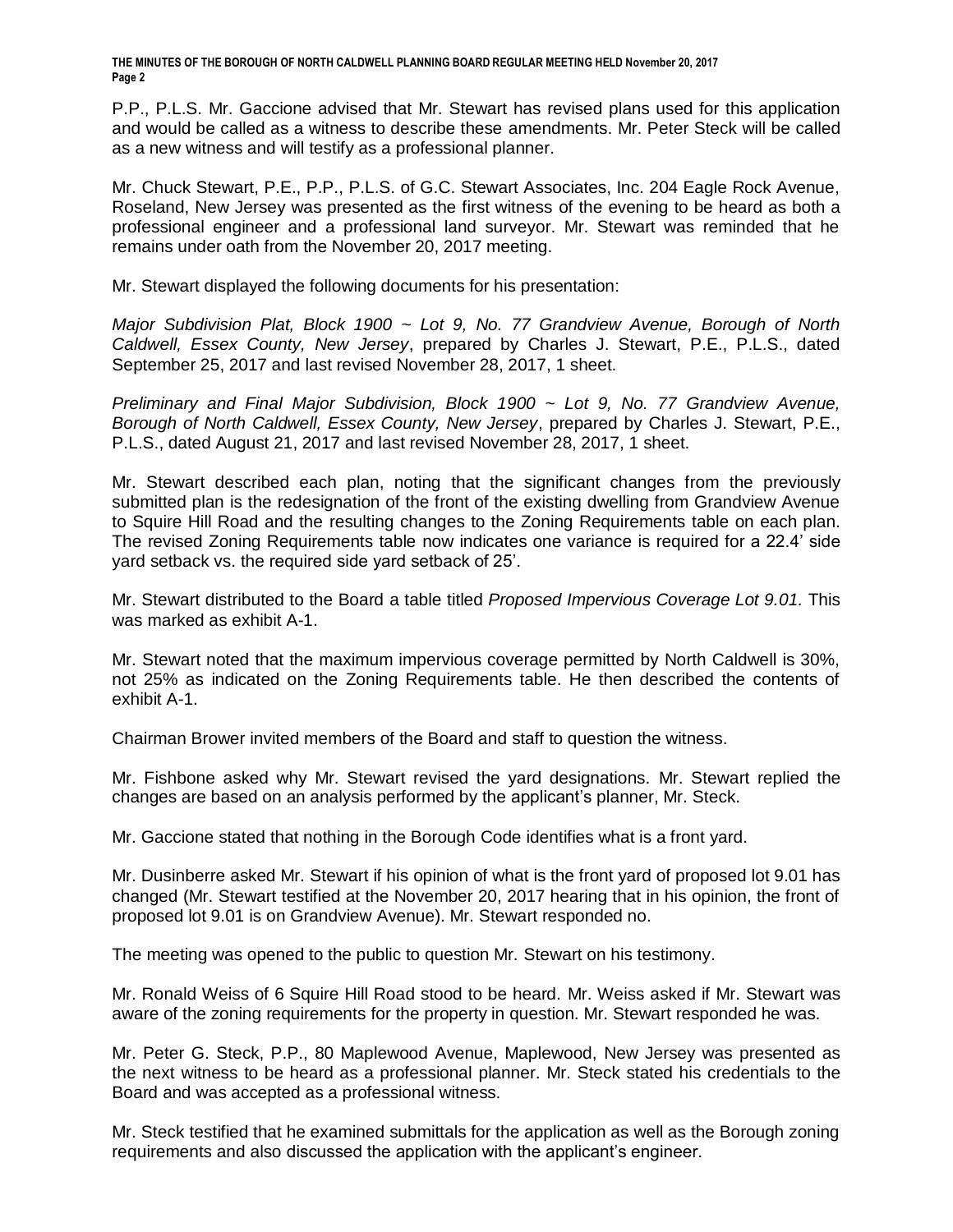P.P., P.L.S. Mr. Gaccione advised that Mr. Stewart has revised plans used for this application and would be called as a witness to describe these amendments. Mr. Peter Steck will be called as a new witness and will testify as a professional planner.

Mr. Chuck Stewart, P.E., P.P., P.L.S. of G.C. Stewart Associates, Inc. 204 Eagle Rock Avenue, Roseland, New Jersey was presented as the first witness of the evening to be heard as both a professional engineer and a professional land surveyor. Mr. Stewart was reminded that he remains under oath from the November 20, 2017 meeting.

Mr. Stewart displayed the following documents for his presentation:

*Major Subdivision Plat, Block 1900 ~ Lot 9, No. 77 Grandview Avenue, Borough of North Caldwell, Essex County, New Jersey*, prepared by Charles J. Stewart, P.E., P.L.S., dated September 25, 2017 and last revised November 28, 2017, 1 sheet.

*Preliminary and Final Major Subdivision, Block 1900 ~ Lot 9, No. 77 Grandview Avenue, Borough of North Caldwell, Essex County, New Jersey*, prepared by Charles J. Stewart, P.E., P.L.S., dated August 21, 2017 and last revised November 28, 2017, 1 sheet.

Mr. Stewart described each plan, noting that the significant changes from the previously submitted plan is the redesignation of the front of the existing dwelling from Grandview Avenue to Squire Hill Road and the resulting changes to the Zoning Requirements table on each plan. The revised Zoning Requirements table now indicates one variance is required for a 22.4' side yard setback vs. the required side yard setback of 25'.

Mr. Stewart distributed to the Board a table titled *Proposed Impervious Coverage Lot 9.01.* This was marked as exhibit A-1.

Mr. Stewart noted that the maximum impervious coverage permitted by North Caldwell is 30%, not 25% as indicated on the Zoning Requirements table. He then described the contents of exhibit A-1.

Chairman Brower invited members of the Board and staff to question the witness.

Mr. Fishbone asked why Mr. Stewart revised the yard designations. Mr. Stewart replied the changes are based on an analysis performed by the applicant's planner, Mr. Steck.

Mr. Gaccione stated that nothing in the Borough Code identifies what is a front yard.

Mr. Dusinberre asked Mr. Stewart if his opinion of what is the front yard of proposed lot 9.01 has changed (Mr. Stewart testified at the November 20, 2017 hearing that in his opinion, the front of proposed lot 9.01 is on Grandview Avenue). Mr. Stewart responded no.

The meeting was opened to the public to question Mr. Stewart on his testimony.

Mr. Ronald Weiss of 6 Squire Hill Road stood to be heard. Mr. Weiss asked if Mr. Stewart was aware of the zoning requirements for the property in question. Mr. Stewart responded he was.

Mr. Peter G. Steck, P.P., 80 Maplewood Avenue, Maplewood, New Jersey was presented as the next witness to be heard as a professional planner. Mr. Steck stated his credentials to the Board and was accepted as a professional witness.

Mr. Steck testified that he examined submittals for the application as well as the Borough zoning requirements and also discussed the application with the applicant's engineer.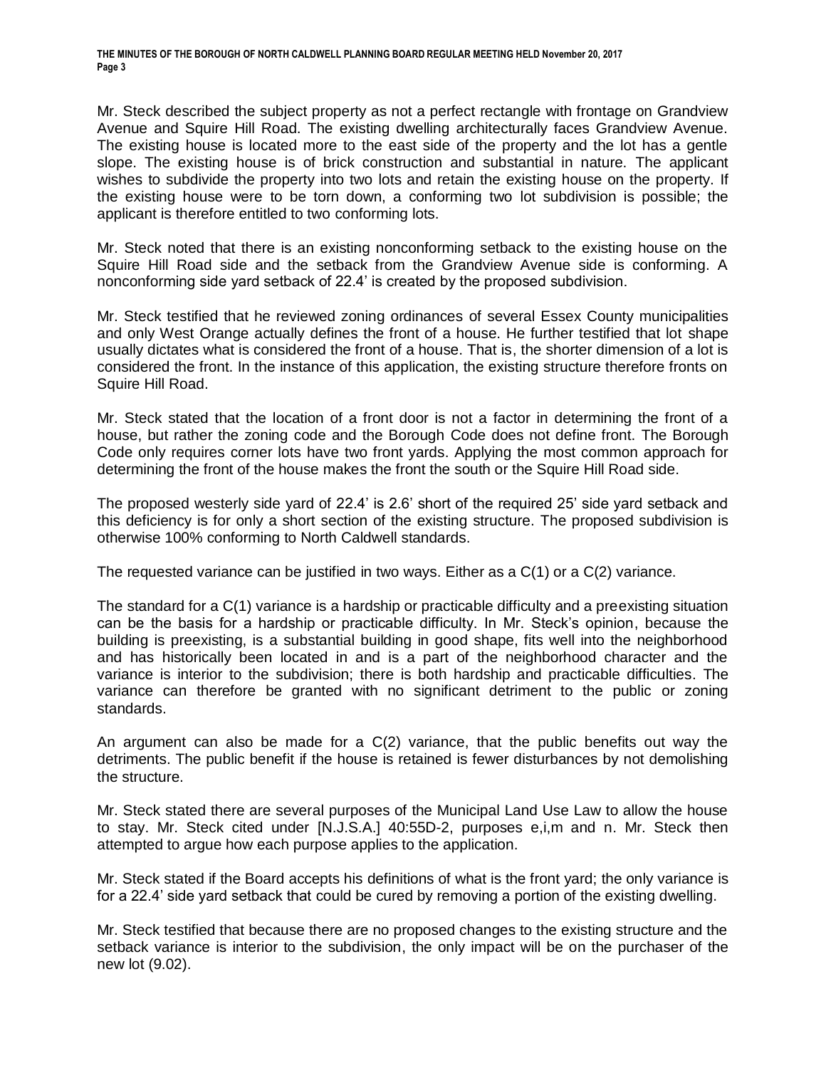Mr. Steck described the subject property as not a perfect rectangle with frontage on Grandview Avenue and Squire Hill Road. The existing dwelling architecturally faces Grandview Avenue. The existing house is located more to the east side of the property and the lot has a gentle slope. The existing house is of brick construction and substantial in nature. The applicant wishes to subdivide the property into two lots and retain the existing house on the property. If the existing house were to be torn down, a conforming two lot subdivision is possible; the applicant is therefore entitled to two conforming lots.

Mr. Steck noted that there is an existing nonconforming setback to the existing house on the Squire Hill Road side and the setback from the Grandview Avenue side is conforming. A nonconforming side yard setback of 22.4' is created by the proposed subdivision.

Mr. Steck testified that he reviewed zoning ordinances of several Essex County municipalities and only West Orange actually defines the front of a house. He further testified that lot shape usually dictates what is considered the front of a house. That is, the shorter dimension of a lot is considered the front. In the instance of this application, the existing structure therefore fronts on Squire Hill Road.

Mr. Steck stated that the location of a front door is not a factor in determining the front of a house, but rather the zoning code and the Borough Code does not define front. The Borough Code only requires corner lots have two front yards. Applying the most common approach for determining the front of the house makes the front the south or the Squire Hill Road side.

The proposed westerly side yard of 22.4' is 2.6' short of the required 25' side yard setback and this deficiency is for only a short section of the existing structure. The proposed subdivision is otherwise 100% conforming to North Caldwell standards.

The requested variance can be justified in two ways. Either as a C(1) or a C(2) variance.

The standard for a C(1) variance is a hardship or practicable difficulty and a preexisting situation can be the basis for a hardship or practicable difficulty. In Mr. Steck's opinion, because the building is preexisting, is a substantial building in good shape, fits well into the neighborhood and has historically been located in and is a part of the neighborhood character and the variance is interior to the subdivision; there is both hardship and practicable difficulties. The variance can therefore be granted with no significant detriment to the public or zoning standards.

An argument can also be made for a C(2) variance, that the public benefits out way the detriments. The public benefit if the house is retained is fewer disturbances by not demolishing the structure.

Mr. Steck stated there are several purposes of the Municipal Land Use Law to allow the house to stay. Mr. Steck cited under [N.J.S.A.] 40:55D-2, purposes e,i,m and n. Mr. Steck then attempted to argue how each purpose applies to the application.

Mr. Steck stated if the Board accepts his definitions of what is the front yard; the only variance is for a 22.4' side yard setback that could be cured by removing a portion of the existing dwelling.

Mr. Steck testified that because there are no proposed changes to the existing structure and the setback variance is interior to the subdivision, the only impact will be on the purchaser of the new lot (9.02).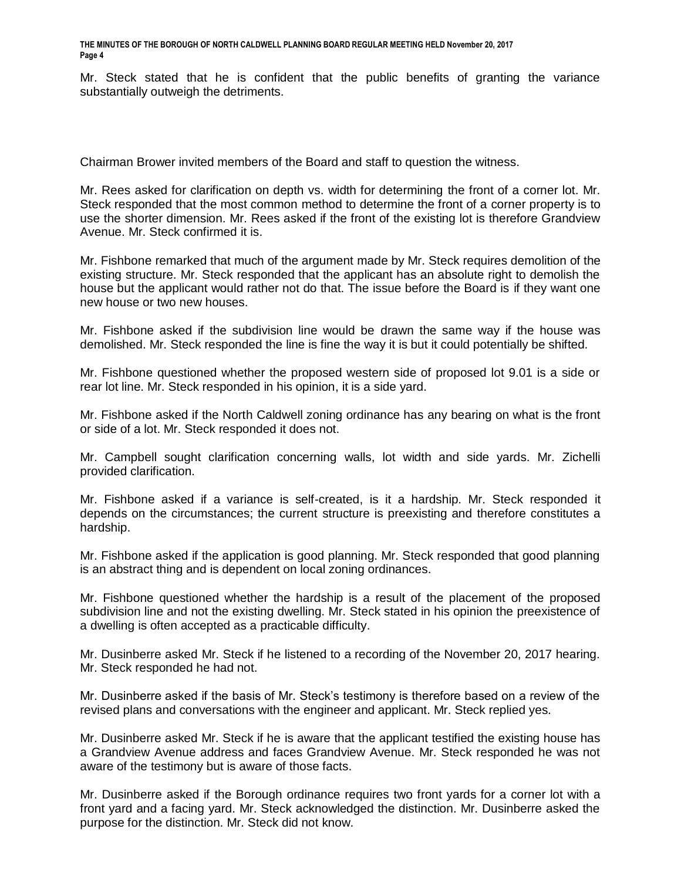Mr. Steck stated that he is confident that the public benefits of granting the variance substantially outweigh the detriments.

Chairman Brower invited members of the Board and staff to question the witness.

Mr. Rees asked for clarification on depth vs. width for determining the front of a corner lot. Mr. Steck responded that the most common method to determine the front of a corner property is to use the shorter dimension. Mr. Rees asked if the front of the existing lot is therefore Grandview Avenue. Mr. Steck confirmed it is.

Mr. Fishbone remarked that much of the argument made by Mr. Steck requires demolition of the existing structure. Mr. Steck responded that the applicant has an absolute right to demolish the house but the applicant would rather not do that. The issue before the Board is if they want one new house or two new houses.

Mr. Fishbone asked if the subdivision line would be drawn the same way if the house was demolished. Mr. Steck responded the line is fine the way it is but it could potentially be shifted.

Mr. Fishbone questioned whether the proposed western side of proposed lot 9.01 is a side or rear lot line. Mr. Steck responded in his opinion, it is a side yard.

Mr. Fishbone asked if the North Caldwell zoning ordinance has any bearing on what is the front or side of a lot. Mr. Steck responded it does not.

Mr. Campbell sought clarification concerning walls, lot width and side yards. Mr. Zichelli provided clarification.

Mr. Fishbone asked if a variance is self-created, is it a hardship. Mr. Steck responded it depends on the circumstances; the current structure is preexisting and therefore constitutes a hardship.

Mr. Fishbone asked if the application is good planning. Mr. Steck responded that good planning is an abstract thing and is dependent on local zoning ordinances.

Mr. Fishbone questioned whether the hardship is a result of the placement of the proposed subdivision line and not the existing dwelling. Mr. Steck stated in his opinion the preexistence of a dwelling is often accepted as a practicable difficulty.

Mr. Dusinberre asked Mr. Steck if he listened to a recording of the November 20, 2017 hearing. Mr. Steck responded he had not.

Mr. Dusinberre asked if the basis of Mr. Steck's testimony is therefore based on a review of the revised plans and conversations with the engineer and applicant. Mr. Steck replied yes.

Mr. Dusinberre asked Mr. Steck if he is aware that the applicant testified the existing house has a Grandview Avenue address and faces Grandview Avenue. Mr. Steck responded he was not aware of the testimony but is aware of those facts.

Mr. Dusinberre asked if the Borough ordinance requires two front yards for a corner lot with a front yard and a facing yard. Mr. Steck acknowledged the distinction. Mr. Dusinberre asked the purpose for the distinction. Mr. Steck did not know.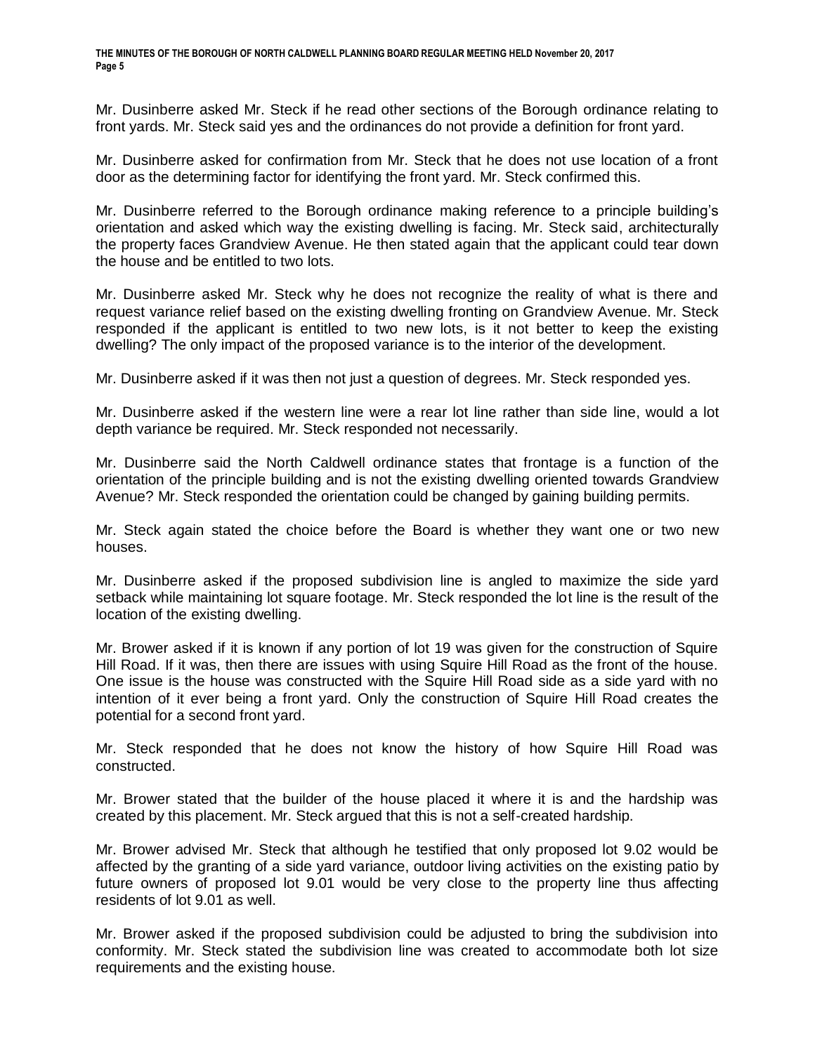Mr. Dusinberre asked Mr. Steck if he read other sections of the Borough ordinance relating to front yards. Mr. Steck said yes and the ordinances do not provide a definition for front yard.

Mr. Dusinberre asked for confirmation from Mr. Steck that he does not use location of a front door as the determining factor for identifying the front yard. Mr. Steck confirmed this.

Mr. Dusinberre referred to the Borough ordinance making reference to a principle building's orientation and asked which way the existing dwelling is facing. Mr. Steck said, architecturally the property faces Grandview Avenue. He then stated again that the applicant could tear down the house and be entitled to two lots.

Mr. Dusinberre asked Mr. Steck why he does not recognize the reality of what is there and request variance relief based on the existing dwelling fronting on Grandview Avenue. Mr. Steck responded if the applicant is entitled to two new lots, is it not better to keep the existing dwelling? The only impact of the proposed variance is to the interior of the development.

Mr. Dusinberre asked if it was then not just a question of degrees. Mr. Steck responded yes.

Mr. Dusinberre asked if the western line were a rear lot line rather than side line, would a lot depth variance be required. Mr. Steck responded not necessarily.

Mr. Dusinberre said the North Caldwell ordinance states that frontage is a function of the orientation of the principle building and is not the existing dwelling oriented towards Grandview Avenue? Mr. Steck responded the orientation could be changed by gaining building permits.

Mr. Steck again stated the choice before the Board is whether they want one or two new houses.

Mr. Dusinberre asked if the proposed subdivision line is angled to maximize the side yard setback while maintaining lot square footage. Mr. Steck responded the lot line is the result of the location of the existing dwelling.

Mr. Brower asked if it is known if any portion of lot 19 was given for the construction of Squire Hill Road. If it was, then there are issues with using Squire Hill Road as the front of the house. One issue is the house was constructed with the Squire Hill Road side as a side yard with no intention of it ever being a front yard. Only the construction of Squire Hill Road creates the potential for a second front yard.

Mr. Steck responded that he does not know the history of how Squire Hill Road was constructed.

Mr. Brower stated that the builder of the house placed it where it is and the hardship was created by this placement. Mr. Steck argued that this is not a self-created hardship.

Mr. Brower advised Mr. Steck that although he testified that only proposed lot 9.02 would be affected by the granting of a side yard variance, outdoor living activities on the existing patio by future owners of proposed lot 9.01 would be very close to the property line thus affecting residents of lot 9.01 as well.

Mr. Brower asked if the proposed subdivision could be adjusted to bring the subdivision into conformity. Mr. Steck stated the subdivision line was created to accommodate both lot size requirements and the existing house.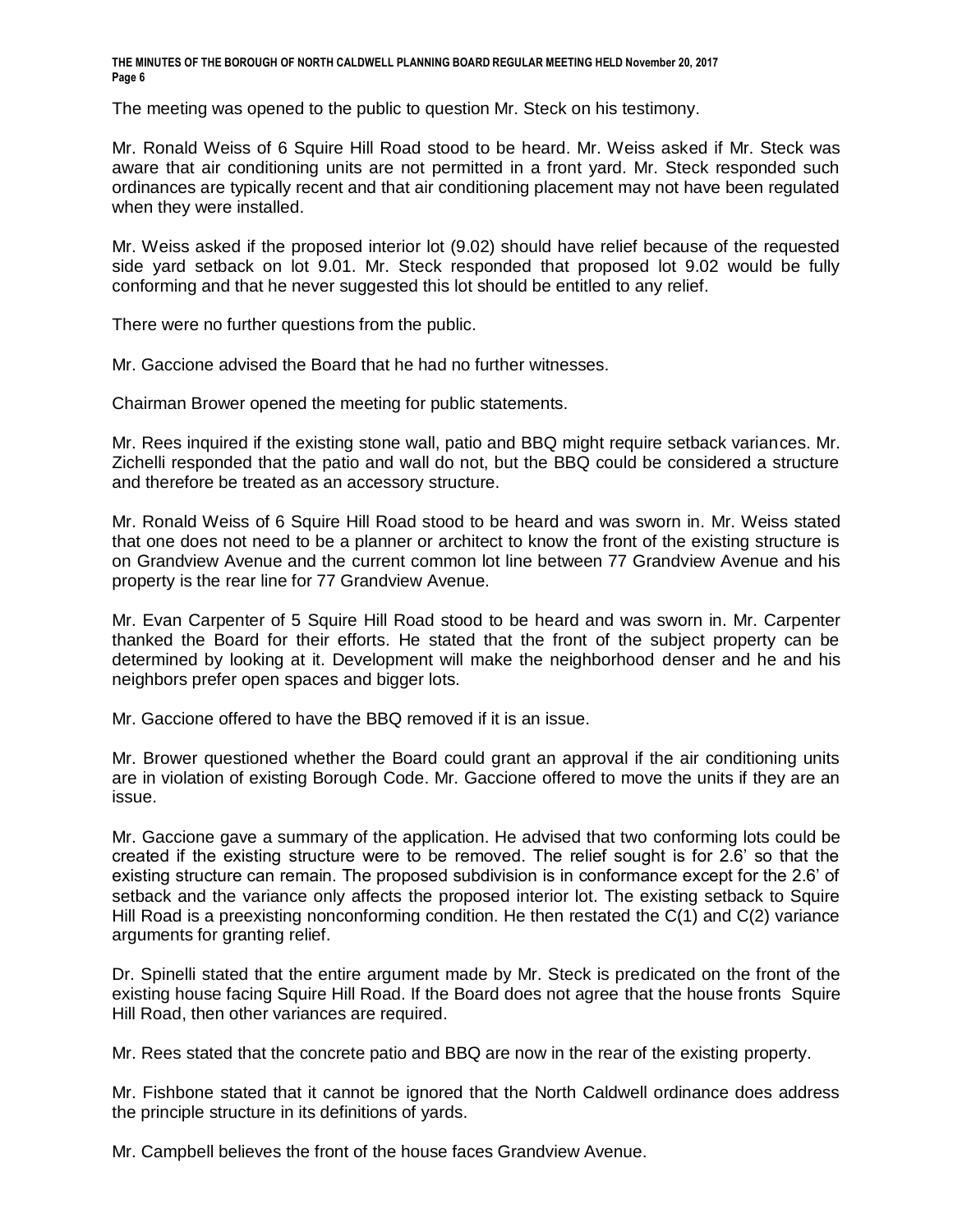The meeting was opened to the public to question Mr. Steck on his testimony.

Mr. Ronald Weiss of 6 Squire Hill Road stood to be heard. Mr. Weiss asked if Mr. Steck was aware that air conditioning units are not permitted in a front yard. Mr. Steck responded such ordinances are typically recent and that air conditioning placement may not have been regulated when they were installed.

Mr. Weiss asked if the proposed interior lot (9.02) should have relief because of the requested side yard setback on lot 9.01. Mr. Steck responded that proposed lot 9.02 would be fully conforming and that he never suggested this lot should be entitled to any relief.

There were no further questions from the public.

Mr. Gaccione advised the Board that he had no further witnesses.

Chairman Brower opened the meeting for public statements.

Mr. Rees inquired if the existing stone wall, patio and BBQ might require setback variances. Mr. Zichelli responded that the patio and wall do not, but the BBQ could be considered a structure and therefore be treated as an accessory structure.

Mr. Ronald Weiss of 6 Squire Hill Road stood to be heard and was sworn in. Mr. Weiss stated that one does not need to be a planner or architect to know the front of the existing structure is on Grandview Avenue and the current common lot line between 77 Grandview Avenue and his property is the rear line for 77 Grandview Avenue.

Mr. Evan Carpenter of 5 Squire Hill Road stood to be heard and was sworn in. Mr. Carpenter thanked the Board for their efforts. He stated that the front of the subject property can be determined by looking at it. Development will make the neighborhood denser and he and his neighbors prefer open spaces and bigger lots.

Mr. Gaccione offered to have the BBQ removed if it is an issue.

Mr. Brower questioned whether the Board could grant an approval if the air conditioning units are in violation of existing Borough Code. Mr. Gaccione offered to move the units if they are an issue.

Mr. Gaccione gave a summary of the application. He advised that two conforming lots could be created if the existing structure were to be removed. The relief sought is for 2.6' so that the existing structure can remain. The proposed subdivision is in conformance except for the 2.6' of setback and the variance only affects the proposed interior lot. The existing setback to Squire Hill Road is a preexisting nonconforming condition. He then restated the C(1) and C(2) variance arguments for granting relief.

Dr. Spinelli stated that the entire argument made by Mr. Steck is predicated on the front of the existing house facing Squire Hill Road. If the Board does not agree that the house fronts Squire Hill Road, then other variances are required.

Mr. Rees stated that the concrete patio and BBQ are now in the rear of the existing property.

Mr. Fishbone stated that it cannot be ignored that the North Caldwell ordinance does address the principle structure in its definitions of yards.

Mr. Campbell believes the front of the house faces Grandview Avenue.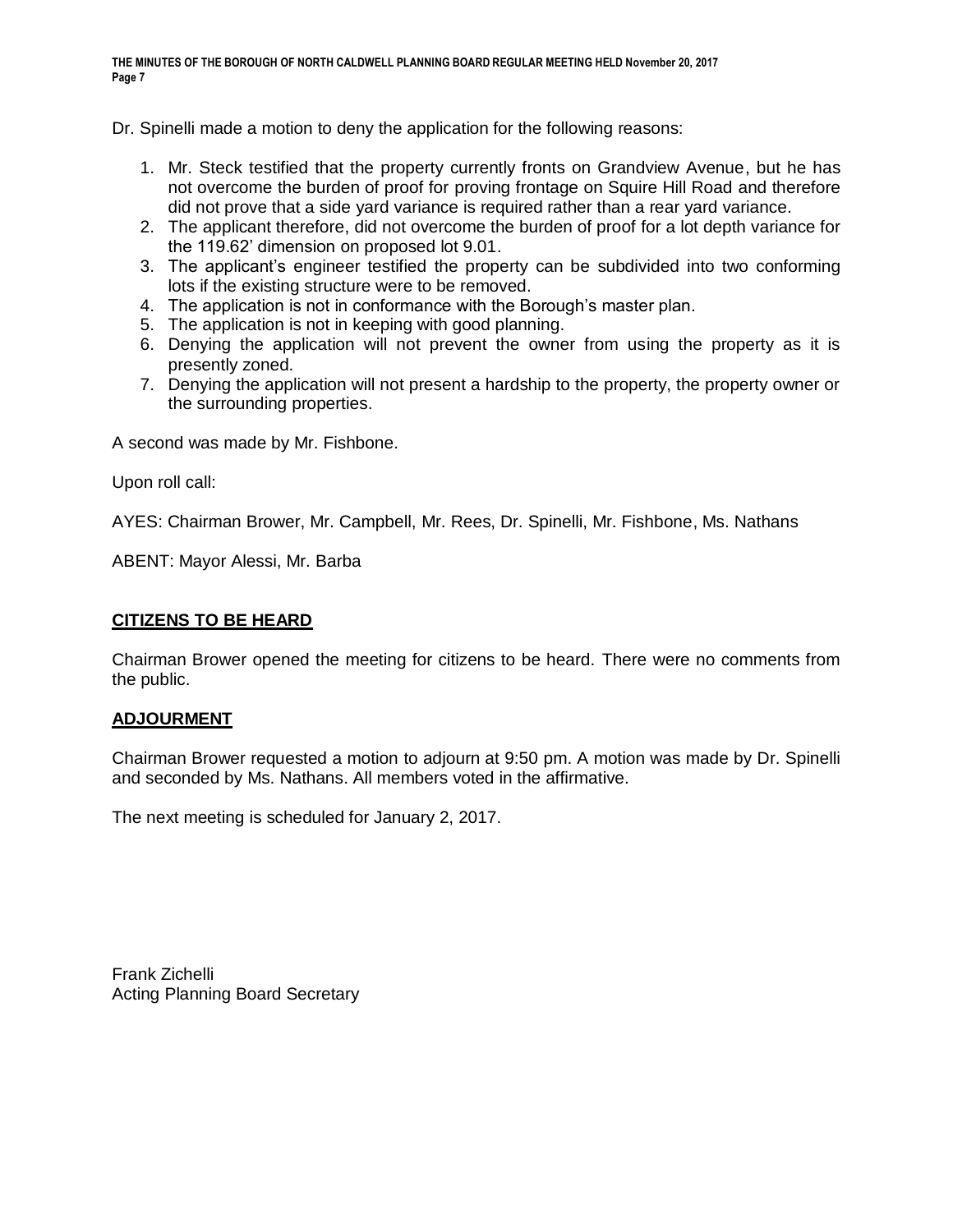Dr. Spinelli made a motion to deny the application for the following reasons:

1. Mr. Steck testified that the property currently fronts on Grandview Avenue, but he has not overcome the burden of proof for proving frontage on Squire Hill Road and therefore did not prove that a side yard variance is required rather than a rear yard variance.
2. The applicant therefore, did not overcome the burden of proof for a lot depth variance for the 119.62' dimension on proposed lot 9.01.
3. The applicant's engineer testified the property can be subdivided into two conforming lots if the existing structure were to be removed.
4. The application is not in conformance with the Borough's master plan.
5. The application is not in keeping with good planning.
6. Denying the application will not prevent the owner from using the property as it is presently zoned.
7. Denying the application will not present a hardship to the property, the property owner or the surrounding properties.

A second was made by Mr. Fishbone.

Upon roll call:

AYES: Chairman Brower, Mr. Campbell, Mr. Rees, Dr. Spinelli, Mr. Fishbone, Ms. Nathans

ABENT: Mayor Alessi, Mr. Barba

## CITIZENS TO BE HEARD

Chairman Brower opened the meeting for citizens to be heard. There were no comments from the public.

## ADJOURMENT

Chairman Brower requested a motion to adjourn at 9:50 pm. A motion was made by Dr. Spinelli and seconded by Ms. Nathans. All members voted in the affirmative.

The next meeting is scheduled for January 2, 2017.

Frank Zichelli
Acting Planning Board Secretary